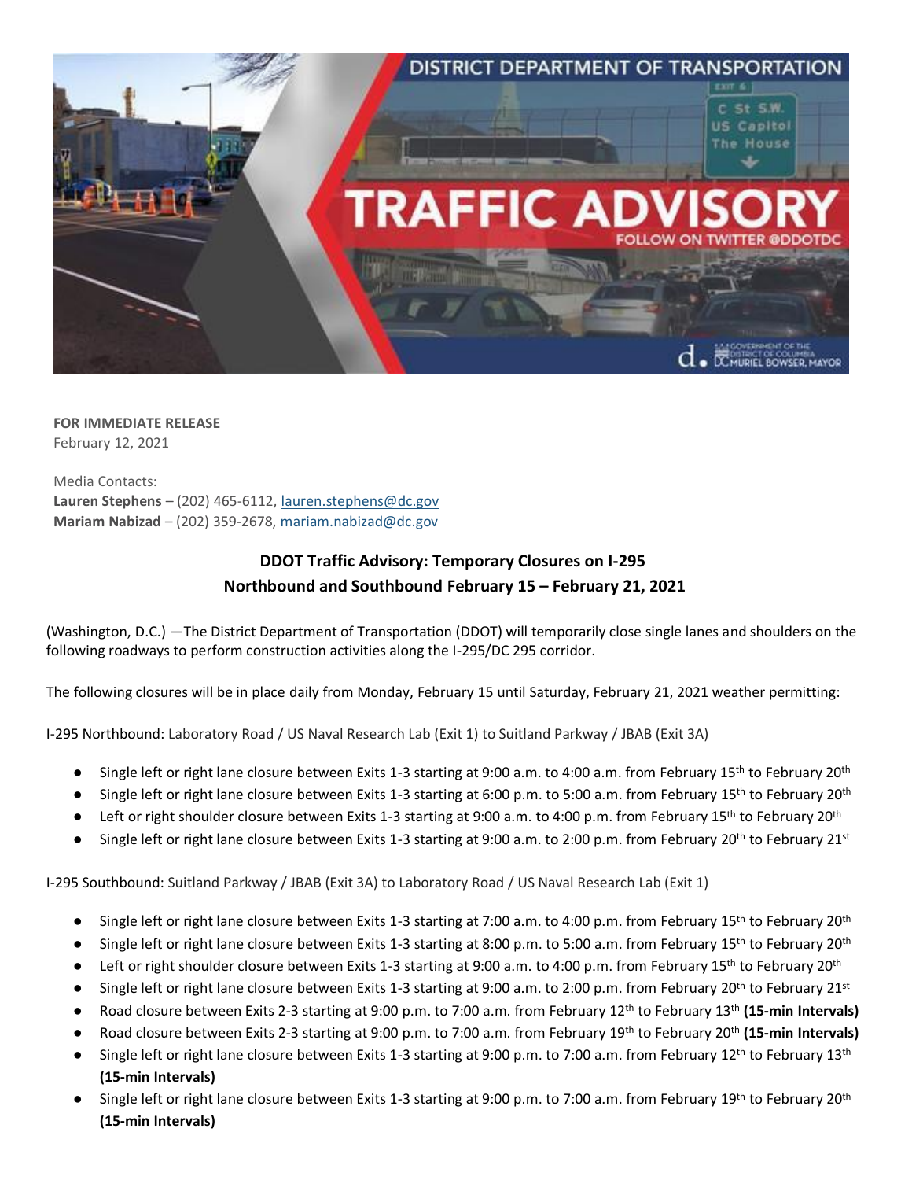**FOR IMMEDIATE RELEASE**
February 12, 2021

Media Contacts:
**Lauren Stephens** – (202) 465-6112, lauren.stephens@dc.gov
**Mariam Nabizad** – (202) 359-2678, mariam.nabizad@dc.gov

## DDOT Traffic Advisory: Temporary Closures on I-295 Northbound and Southbound February 15 – February 21, 2021

(Washington, D.C.) —The District Department of Transportation (DDOT) will temporarily close single lanes and shoulders on the following roadways to perform construction activities along the I-295/DC 295 corridor.

The following closures will be in place daily from Monday, February 15 until Saturday, February 21, 2021 weather permitting:

I-295 Northbound: Laboratory Road / US Naval Research Lab (Exit 1) to Suitland Parkway / JBAB (Exit 3A)

- Single left or right lane closure between Exits 1-3 starting at 9:00 a.m. to 4:00 a.m. from February 15th to February 20th
- Single left or right lane closure between Exits 1-3 starting at 6:00 p.m. to 5:00 a.m. from February 15th to February 20th
- Left or right shoulder closure between Exits 1-3 starting at 9:00 a.m. to 4:00 p.m. from February 15th to February 20th
- Single left or right lane closure between Exits 1-3 starting at 9:00 a.m. to 2:00 p.m. from February 20th to February 21st

I-295 Southbound: Suitland Parkway / JBAB (Exit 3A) to Laboratory Road / US Naval Research Lab (Exit 1)

- Single left or right lane closure between Exits 1-3 starting at 7:00 a.m. to 4:00 p.m. from February 15th to February 20th
- Single left or right lane closure between Exits 1-3 starting at 8:00 p.m. to 5:00 a.m. from February 15th to February 20th
- Left or right shoulder closure between Exits 1-3 starting at 9:00 a.m. to 4:00 p.m. from February 15th to February 20th
- Single left or right lane closure between Exits 1-3 starting at 9:00 a.m. to 2:00 p.m. from February 20th to February 21st
- Road closure between Exits 2-3 starting at 9:00 p.m. to 7:00 a.m. from February 12th to February 13th **(15-min Intervals)**
- Road closure between Exits 2-3 starting at 9:00 p.m. to 7:00 a.m. from February 19th to February 20th **(15-min Intervals)**
- Single left or right lane closure between Exits 1-3 starting at 9:00 p.m. to 7:00 a.m. from February 12th to February 13th **(15-min Intervals)**
- Single left or right lane closure between Exits 1-3 starting at 9:00 p.m. to 7:00 a.m. from February 19th to February 20th **(15-min Intervals)**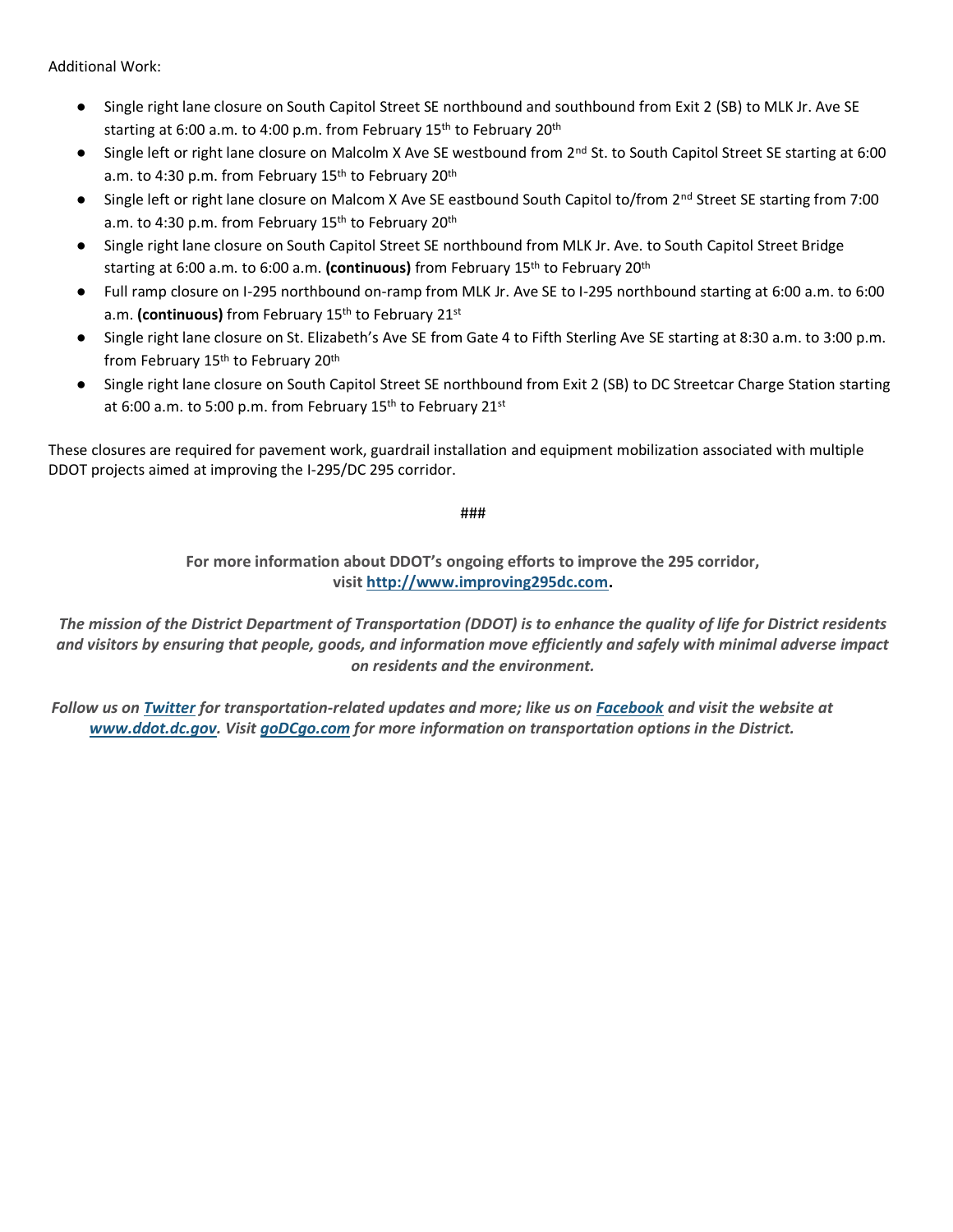Additional Work:

- Single right lane closure on South Capitol Street SE northbound and southbound from Exit 2 (SB) to MLK Jr. Ave SE starting at 6:00 a.m. to 4:00 p.m. from February 15th to February 20th
- Single left or right lane closure on Malcolm X Ave SE westbound from 2nd St. to South Capitol Street SE starting at 6:00 a.m. to 4:30 p.m. from February 15th to February 20th
- Single left or right lane closure on Malcom X Ave SE eastbound South Capitol to/from 2nd Street SE starting from 7:00 a.m. to 4:30 p.m. from February 15th to February 20th
- Single right lane closure on South Capitol Street SE northbound from MLK Jr. Ave. to South Capitol Street Bridge starting at 6:00 a.m. to 6:00 a.m. **(continuous)** from February 15th to February 20th
- Full ramp closure on I-295 northbound on-ramp from MLK Jr. Ave SE to I-295 northbound starting at 6:00 a.m. to 6:00 a.m. **(continuous)** from February 15th to February 21st
- Single right lane closure on St. Elizabeth's Ave SE from Gate 4 to Fifth Sterling Ave SE starting at 8:30 a.m. to 3:00 p.m. from February 15th to February 20th
- Single right lane closure on South Capitol Street SE northbound from Exit 2 (SB) to DC Streetcar Charge Station starting at 6:00 a.m. to 5:00 p.m. from February 15th to February 21st

These closures are required for pavement work, guardrail installation and equipment mobilization associated with multiple DDOT projects aimed at improving the I-295/DC 295 corridor.

###

**For more information about DDOT's ongoing efforts to improve the 295 corridor, visit http://www.improving295dc.com.**

***The mission of the District Department of Transportation (DDOT) is to enhance the quality of life for District residents and visitors by ensuring that people, goods, and information move efficiently and safely with minimal adverse impact on residents and the environment.***

***Follow us on Twitter for transportation-related updates and more; like us on Facebook and visit the website at www.ddot.dc.gov. Visit goDCgo.com for more information on transportation options in the District.***